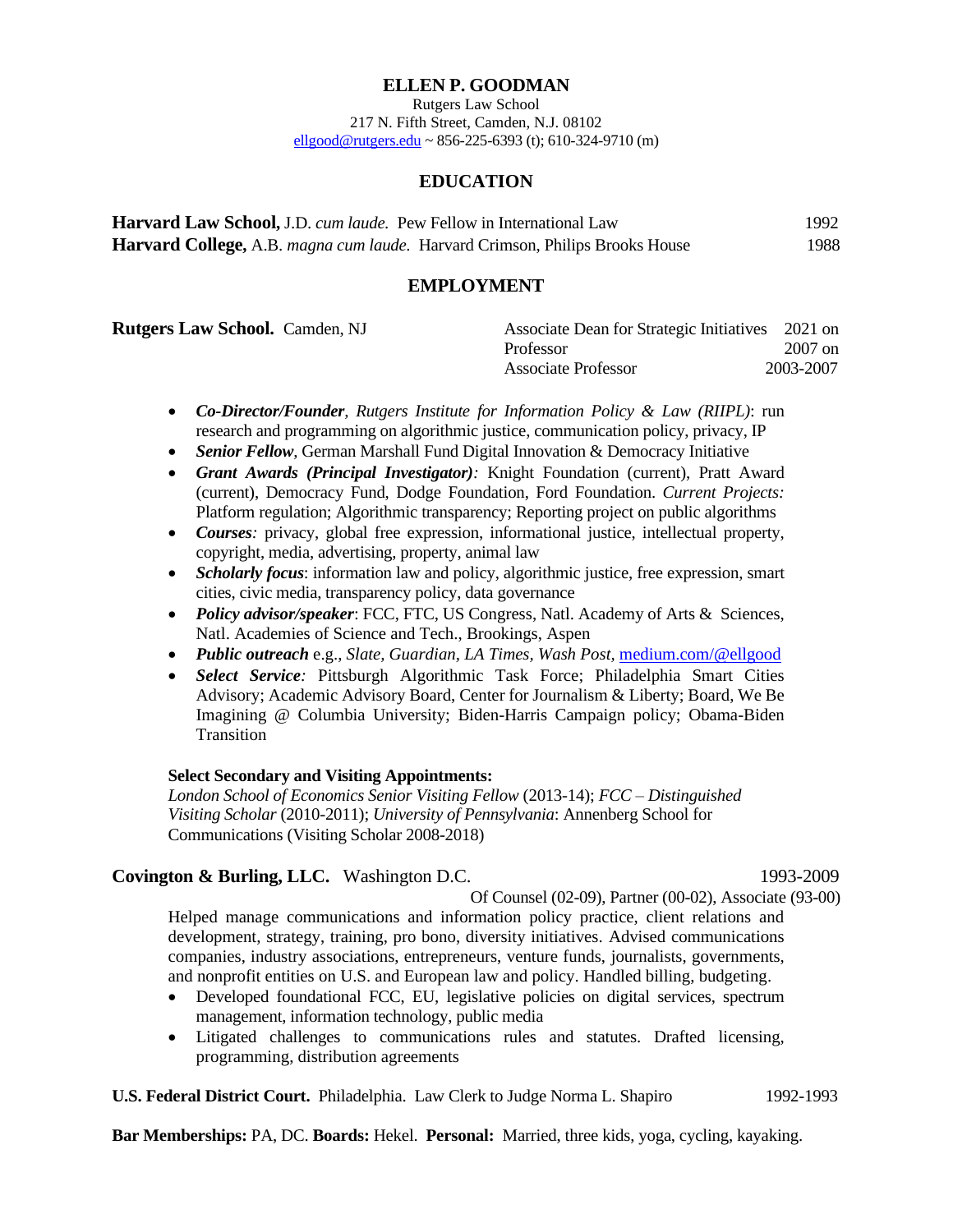# ELLEN P. GOODMAN

Rutgers Law School
217 N. Fifth Street, Camden, N.J. 08102
ellgood@rutgers.edu ~ 856-225-6393 (t); 610-324-9710 (m)

## EDUCATION

**Harvard Law School,** J.D. *cum laude.* Pew Fellow in International Law — 1992
**Harvard College,** A.B. *magna cum laude.* Harvard Crimson, Philips Brooks House — 1988

## EMPLOYMENT

**Rutgers Law School.** Camden, NJ

| | |
|---|---|
| Associate Dean for Strategic Initiatives | 2021 on |
| Professor | 2007 on |
| Associate Professor | 2003-2007 |

- ***Co-Director/Founder****, Rutgers Institute for Information Policy & Law (RIIPL)*: run research and programming on algorithmic justice, communication policy, privacy, IP
- ***Senior Fellow***, German Marshall Fund Digital Innovation & Democracy Initiative
- ***Grant Awards (Principal Investigator):*** Knight Foundation (current), Pratt Award (current), Democracy Fund, Dodge Foundation, Ford Foundation. *Current Projects:* Platform regulation; Algorithmic transparency; Reporting project on public algorithms
- ***Courses****:* privacy, global free expression, informational justice, intellectual property, copyright, media, advertising, property, animal law
- ***Scholarly focus***: information law and policy, algorithmic justice, free expression, smart cities, civic media, transparency policy, data governance
- ***Policy advisor/speaker***: FCC, FTC, US Congress, Natl. Academy of Arts & Sciences, Natl. Academies of Science and Tech., Brookings, Aspen
- ***Public outreach*** e.g., *Slate, Guardian, LA Times, Wash Post,* medium.com/@ellgood
- ***Select Service****:* Pittsburgh Algorithmic Task Force; Philadelphia Smart Cities Advisory; Academic Advisory Board, Center for Journalism & Liberty; Board, We Be Imagining @ Columbia University; Biden-Harris Campaign policy; Obama-Biden Transition

**Select Secondary and Visiting Appointments:**
*London School of Economics Senior Visiting Fellow* (2013-14); *FCC – Distinguished Visiting Scholar* (2010-2011); *University of Pennsylvania*: Annenberg School for Communications (Visiting Scholar 2008-2018)

**Covington & Burling, LLC.** Washington D.C. — 1993-2009

Of Counsel (02-09), Partner (00-02), Associate (93-00)

Helped manage communications and information policy practice, client relations and development, strategy, training, pro bono, diversity initiatives. Advised communications companies, industry associations, entrepreneurs, venture funds, journalists, governments, and nonprofit entities on U.S. and European law and policy. Handled billing, budgeting.

- Developed foundational FCC, EU, legislative policies on digital services, spectrum management, information technology, public media
- Litigated challenges to communications rules and statutes. Drafted licensing, programming, distribution agreements

**U.S. Federal District Court.** Philadelphia. Law Clerk to Judge Norma L. Shapiro — 1992-1993

**Bar Memberships:** PA, DC. **Boards:** Hekel. **Personal:** Married, three kids, yoga, cycling, kayaking.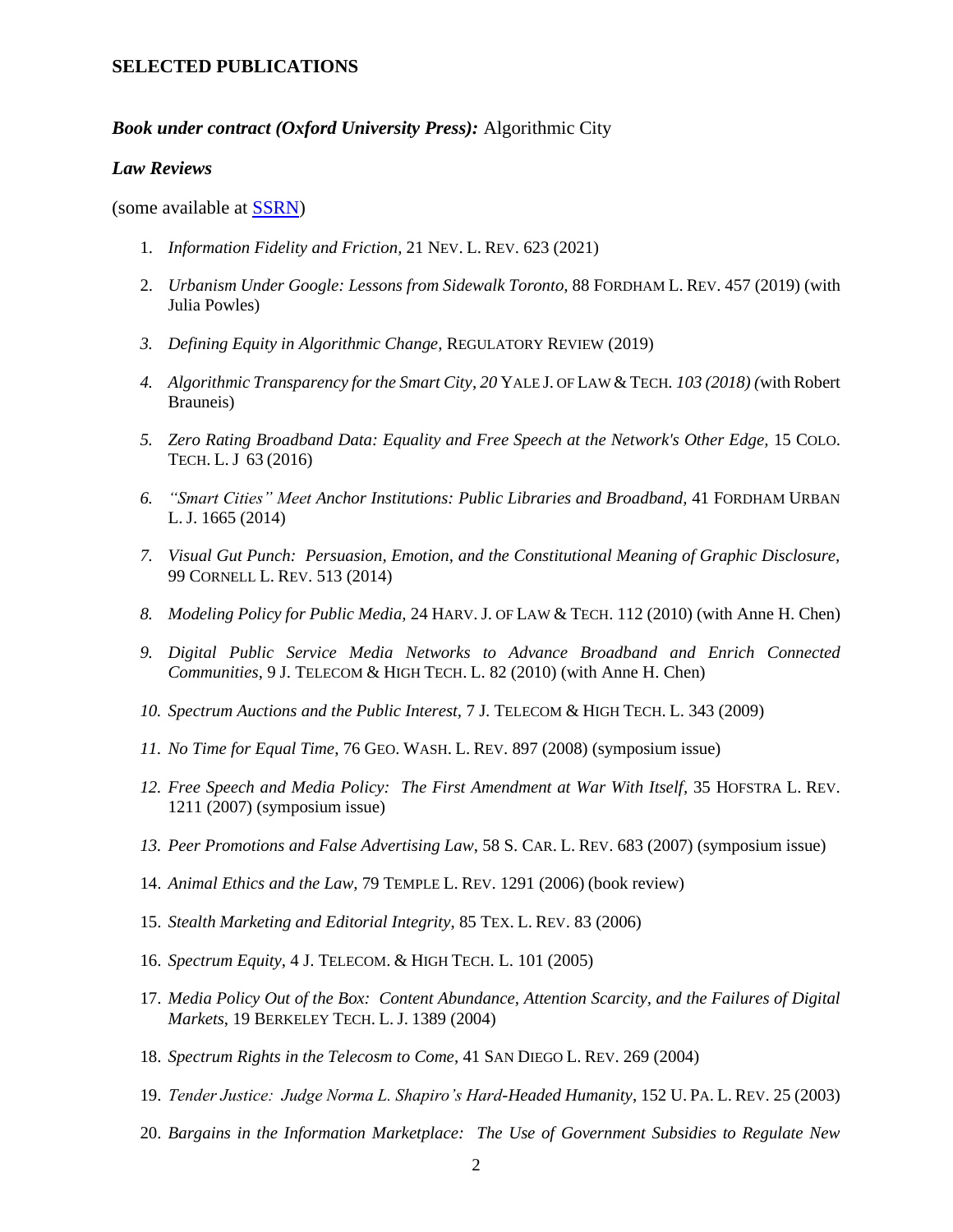## SELECTED PUBLICATIONS

***Book under contract (Oxford University Press):*** Algorithmic City

### *Law Reviews*

(some available at SSRN)

1. *Information Fidelity and Friction,* 21 NEV. L. REV. 623 (2021)
2. *Urbanism Under Google: Lessons from Sidewalk Toronto,* 88 FORDHAM L. REV. 457 (2019) (with Julia Powles)
3. *Defining Equity in Algorithmic Change,* REGULATORY REVIEW (2019)
4. *Algorithmic Transparency for the Smart City*, *20* YALE J. OF LAW & TECH. *103 (2018) (*with Robert Brauneis)
5. *Zero Rating Broadband Data: Equality and Free Speech at the Network's Other Edge,* 15 COLO. TECH. L. J 63 (2016)
6. *"Smart Cities" Meet Anchor Institutions: Public Libraries and Broadband,* 41 FORDHAM URBAN L. J. 1665 (2014)
7. *Visual Gut Punch: Persuasion, Emotion, and the Constitutional Meaning of Graphic Disclosure,* 99 CORNELL L. REV. 513 (2014)
8. *Modeling Policy for Public Media,* 24 HARV. J. OF LAW & TECH. 112 (2010) (with Anne H. Chen)
9. *Digital Public Service Media Networks to Advance Broadband and Enrich Connected Communities*, 9 J. TELECOM & HIGH TECH. L. 82 (2010) (with Anne H. Chen)
10. *Spectrum Auctions and the Public Interest,* 7 J. TELECOM & HIGH TECH. L. 343 (2009)
11. *No Time for Equal Time*, 76 GEO. WASH. L. REV. 897 (2008) (symposium issue)
12. *Free Speech and Media Policy: The First Amendment at War With Itself*, 35 HOFSTRA L. REV. 1211 (2007) (symposium issue)
13. *Peer Promotions and False Advertising Law*, 58 S. CAR. L. REV. 683 (2007) (symposium issue)
14. *Animal Ethics and the Law,* 79 TEMPLE L. REV. 1291 (2006) (book review)
15. *Stealth Marketing and Editorial Integrity*, 85 TEX. L. REV. 83 (2006)
16. *Spectrum Equity,* 4 J. TELECOM. & HIGH TECH. L. 101 (2005)
17. *Media Policy Out of the Box: Content Abundance, Attention Scarcity, and the Failures of Digital Markets*, 19 BERKELEY TECH. L. J. 1389 (2004)
18. *Spectrum Rights in the Telecosm to Come*, 41 SAN DIEGO L. REV. 269 (2004)
19. *Tender Justice: Judge Norma L. Shapiro's Hard-Headed Humanity*, 152 U. PA. L. REV. 25 (2003)
20. *Bargains in the Information Marketplace: The Use of Government Subsidies to Regulate New*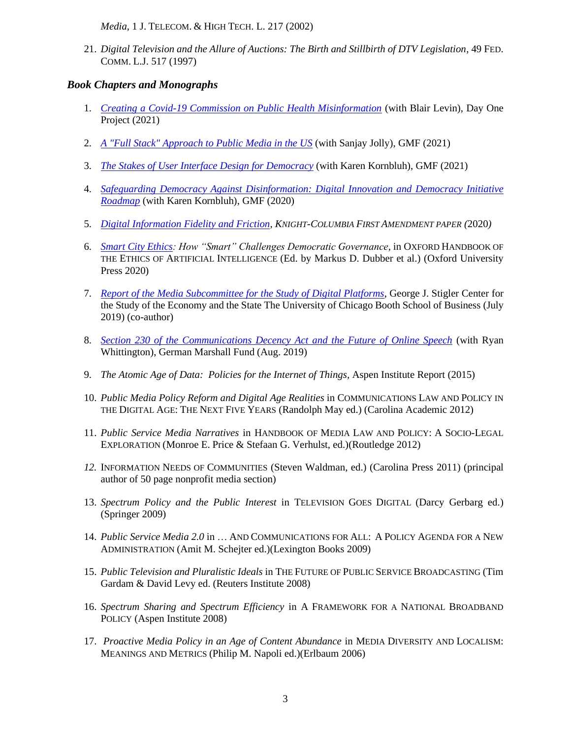*Media*, 1 J. TELECOM. & HIGH TECH. L. 217 (2002)

21. *Digital Television and the Allure of Auctions: The Birth and Stillbirth of DTV Legislation*, 49 FED. COMM. L.J. 517 (1997)

### *Book Chapters and Monographs*

1. *Creating a Covid-19 Commission on Public Health Misinformation* (with Blair Levin), Day One Project (2021)

2. *A "Full Stack" Approach to Public Media in the US* (with Sanjay Jolly), GMF (2021)

3. *The Stakes of User Interface Design for Democracy* (with Karen Kornbluh), GMF (2021)

4. *Safeguarding Democracy Against Disinformation: Digital Innovation and Democracy Initiative Roadmap* (with Karen Kornbluh), GMF (2020)

5. *Digital Information Fidelity and Friction*, *KNIGHT-COLUMBIA FIRST AMENDMENT PAPER (*2020*)*

6. *Smart City Ethics: How "Smart" Challenges Democratic Governance*, in OXFORD HANDBOOK OF THE ETHICS OF ARTIFICIAL INTELLIGENCE (Ed. by Markus D. Dubber et al.) (Oxford University Press 2020)

7. *Report of the Media Subcommittee for the Study of Digital Platforms*, George J. Stigler Center for the Study of the Economy and the State The University of Chicago Booth School of Business (July 2019) (co-author)

8. *Section 230 of the Communications Decency Act and the Future of Online Speech* (with Ryan Whittington), German Marshall Fund (Aug. 2019)

9. *The Atomic Age of Data: Policies for the Internet of Things,* Aspen Institute Report (2015)

10. *Public Media Policy Reform and Digital Age Realities* in COMMUNICATIONS LAW AND POLICY IN THE DIGITAL AGE: THE NEXT FIVE YEARS (Randolph May ed.) (Carolina Academic 2012)

11. *Public Service Media Narratives* in HANDBOOK OF MEDIA LAW AND POLICY: A SOCIO-LEGAL EXPLORATION (Monroe E. Price & Stefaan G. Verhulst, ed.)(Routledge 2012)

12. INFORMATION NEEDS OF COMMUNITIES (Steven Waldman, ed.) (Carolina Press 2011) (principal author of 50 page nonprofit media section)

13. *Spectrum Policy and the Public Interest* in TELEVISION GOES DIGITAL (Darcy Gerbarg ed.) (Springer 2009)

14. *Public Service Media 2.0* in … AND COMMUNICATIONS FOR ALL: A POLICY AGENDA FOR A NEW ADMINISTRATION (Amit M. Schejter ed.)(Lexington Books 2009)

15. *Public Television and Pluralistic Ideals* in THE FUTURE OF PUBLIC SERVICE BROADCASTING (Tim Gardam & David Levy ed. (Reuters Institute 2008)

16. *Spectrum Sharing and Spectrum Efficiency* in A FRAMEWORK FOR A NATIONAL BROADBAND POLICY (Aspen Institute 2008)

17. *Proactive Media Policy in an Age of Content Abundance* in MEDIA DIVERSITY AND LOCALISM: MEANINGS AND METRICS (Philip M. Napoli ed.)(Erlbaum 2006)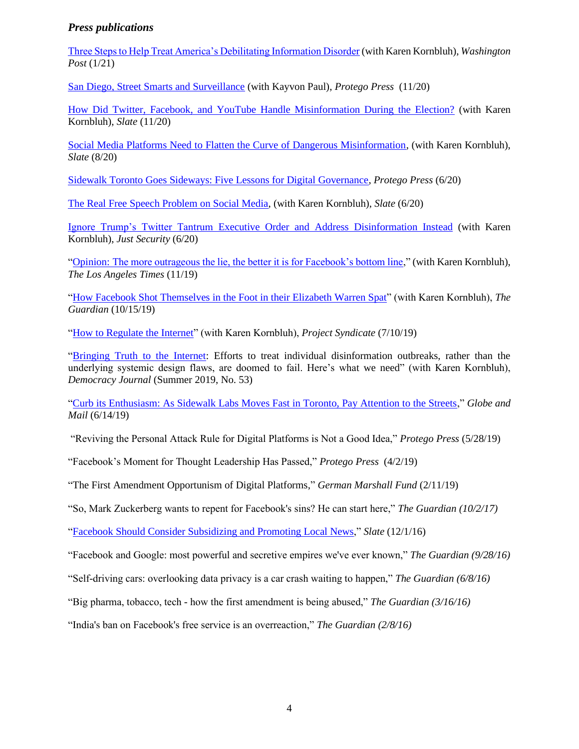### *Press publications*

Three Steps to Help Treat America's Debilitating Information Disorder (with Karen Kornbluh), *Washington Post* (1/21)

San Diego, Street Smarts and Surveillance (with Kayvon Paul), *Protego Press* (11/20)

How Did Twitter, Facebook, and YouTube Handle Misinformation During the Election? (with Karen Kornbluh), *Slate* (11/20)

Social Media Platforms Need to Flatten the Curve of Dangerous Misinformation, (with Karen Kornbluh), *Slate* (8/20)

Sidewalk Toronto Goes Sideways: Five Lessons for Digital Governance, *Protego Press* (6/20)

The Real Free Speech Problem on Social Media, (with Karen Kornbluh), *Slate* (6/20)

Ignore Trump's Twitter Tantrum Executive Order and Address Disinformation Instead (with Karen Kornbluh), *Just Security* (6/20)

"Opinion: The more outrageous the lie, the better it is for Facebook's bottom line," (with Karen Kornbluh), *The Los Angeles Times* (11/19)

"How Facebook Shot Themselves in the Foot in their Elizabeth Warren Spat" (with Karen Kornbluh), *The Guardian* (10/15/19)

"How to Regulate the Internet" (with Karen Kornbluh), *Project Syndicate* (7/10/19)

"Bringing Truth to the Internet: Efforts to treat individual disinformation outbreaks, rather than the underlying systemic design flaws, are doomed to fail. Here's what we need" (with Karen Kornbluh), *Democracy Journal* (Summer 2019, No. 53)

"Curb its Enthusiasm: As Sidewalk Labs Moves Fast in Toronto, Pay Attention to the Streets," *Globe and Mail* (6/14/19)

"Reviving the Personal Attack Rule for Digital Platforms is Not a Good Idea," *Protego Press* (5/28/19)

"Facebook's Moment for Thought Leadership Has Passed," *Protego Press* (4/2/19)

"The First Amendment Opportunism of Digital Platforms," *German Marshall Fund* (2/11/19)

"So, Mark Zuckerberg wants to repent for Facebook's sins? He can start here," *The Guardian (10/2/17)*

"Facebook Should Consider Subsidizing and Promoting Local News," *Slate* (12/1/16)

"Facebook and Google: most powerful and secretive empires we've ever known," *The Guardian (9/28/16)*

"Self-driving cars: overlooking data privacy is a car crash waiting to happen," *The Guardian (6/8/16)*

"Big pharma, tobacco, tech - how the first amendment is being abused," *The Guardian (3/16/16)*

"India's ban on Facebook's free service is an overreaction," *The Guardian (2/8/16)*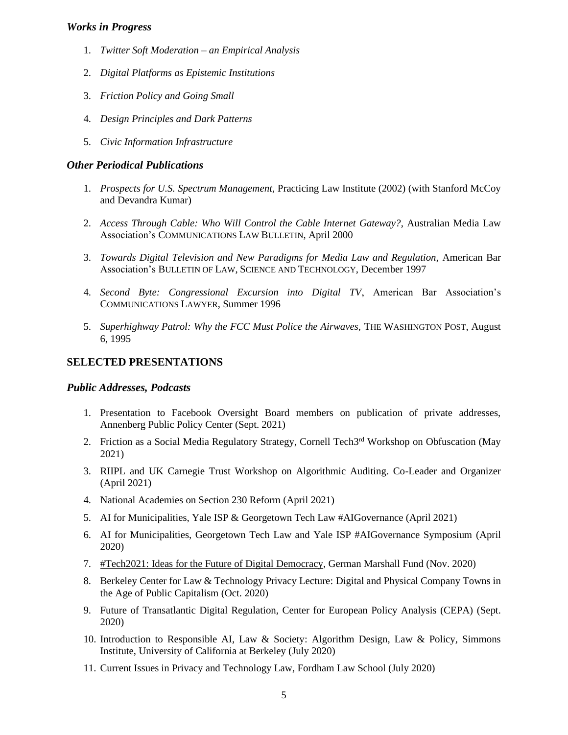### *Works in Progress*

1. *Twitter Soft Moderation – an Empirical Analysis*
2. *Digital Platforms as Epistemic Institutions*
3. *Friction Policy and Going Small*
4. *Design Principles and Dark Patterns*
5. *Civic Information Infrastructure*

### *Other Periodical Publications*

1. *Prospects for U.S. Spectrum Management*, Practicing Law Institute (2002) (with Stanford McCoy and Devandra Kumar)
2. *Access Through Cable: Who Will Control the Cable Internet Gateway?*, Australian Media Law Association's COMMUNICATIONS LAW BULLETIN, April 2000
3. *Towards Digital Television and New Paradigms for Media Law and Regulation*, American Bar Association's BULLETIN OF LAW, SCIENCE AND TECHNOLOGY, December 1997
4. *Second Byte: Congressional Excursion into Digital TV*, American Bar Association's COMMUNICATIONS LAWYER, Summer 1996
5. *Superhighway Patrol: Why the FCC Must Police the Airwaves,* THE WASHINGTON POST, August 6, 1995

## SELECTED PRESENTATIONS

### *Public Addresses, Podcasts*

1. Presentation to Facebook Oversight Board members on publication of private addresses, Annenberg Public Policy Center (Sept. 2021)
2. Friction as a Social Media Regulatory Strategy, Cornell Tech3rd Workshop on Obfuscation (May 2021)
3. RIIPL and UK Carnegie Trust Workshop on Algorithmic Auditing. Co-Leader and Organizer (April 2021)
4. National Academies on Section 230 Reform (April 2021)
5. AI for Municipalities, Yale ISP & Georgetown Tech Law #AIGovernance (April 2021)
6. AI for Municipalities, Georgetown Tech Law and Yale ISP #AIGovernance Symposium (April 2020)
7. #Tech2021: Ideas for the Future of Digital Democracy, German Marshall Fund (Nov. 2020)
8. Berkeley Center for Law & Technology Privacy Lecture: Digital and Physical Company Towns in the Age of Public Capitalism (Oct. 2020)
9. Future of Transatlantic Digital Regulation, Center for European Policy Analysis (CEPA) (Sept. 2020)
10. Introduction to Responsible AI, Law & Society: Algorithm Design, Law & Policy, Simmons Institute, University of California at Berkeley (July 2020)
11. Current Issues in Privacy and Technology Law, Fordham Law School (July 2020)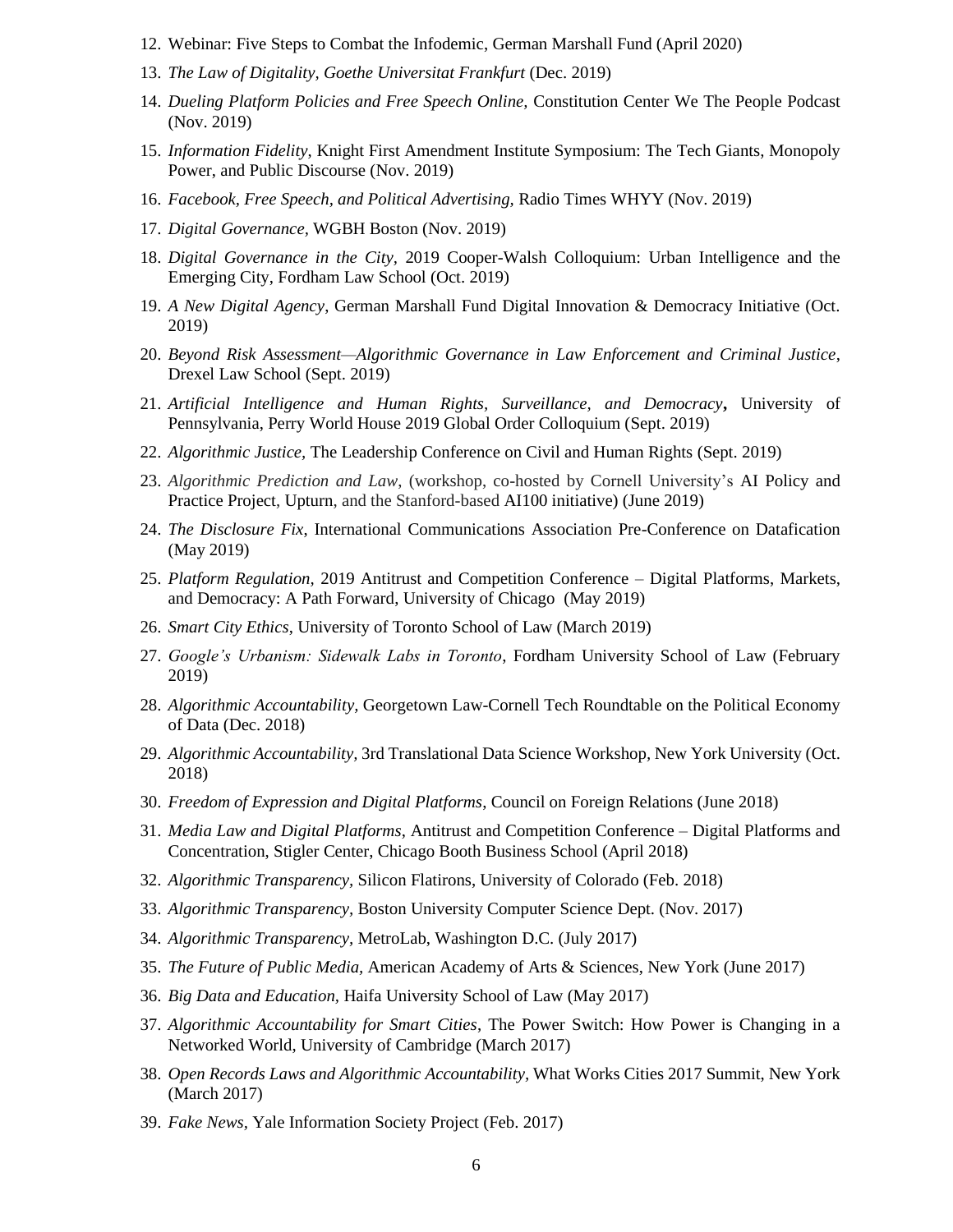12. Webinar: Five Steps to Combat the Infodemic, German Marshall Fund (April 2020)
13. *The Law of Digitality, Goethe Universitat Frankfurt* (Dec. 2019)
14. *Dueling Platform Policies and Free Speech Online,* Constitution Center We The People Podcast (Nov. 2019)
15. *Information Fidelity*, Knight First Amendment Institute Symposium: The Tech Giants, Monopoly Power, and Public Discourse (Nov. 2019)
16. *Facebook, Free Speech, and Political Advertising,* Radio Times WHYY (Nov. 2019)
17. *Digital Governance*, WGBH Boston (Nov. 2019)
18. *Digital Governance in the City*, 2019 Cooper-Walsh Colloquium: Urban Intelligence and the Emerging City, Fordham Law School (Oct. 2019)
19. *A New Digital Agency*, German Marshall Fund Digital Innovation & Democracy Initiative (Oct. 2019)
20. *Beyond Risk Assessment—Algorithmic Governance in Law Enforcement and Criminal Justice*, Drexel Law School (Sept. 2019)
21. *Artificial Intelligence and Human Rights, Surveillance, and Democracy***,** University of Pennsylvania, Perry World House 2019 Global Order Colloquium (Sept. 2019)
22. *Algorithmic Justice*, The Leadership Conference on Civil and Human Rights (Sept. 2019)
23. *Algorithmic Prediction and Law*, (workshop, co-hosted by Cornell University's AI Policy and Practice Project, Upturn, and the Stanford-based AI100 initiative) (June 2019)
24. *The Disclosure Fix*, International Communications Association Pre-Conference on Datafication (May 2019)
25. *Platform Regulation,* 2019 Antitrust and Competition Conference – Digital Platforms, Markets, and Democracy: A Path Forward, University of Chicago (May 2019)
26. *Smart City Ethics*, University of Toronto School of Law (March 2019)
27. *Google's Urbanism: Sidewalk Labs in Toronto*, Fordham University School of Law (February 2019)
28. *Algorithmic Accountability,* Georgetown Law-Cornell Tech Roundtable on the Political Economy of Data (Dec. 2018)
29. *Algorithmic Accountability,* 3rd Translational Data Science Workshop, New York University (Oct. 2018)
30. *Freedom of Expression and Digital Platforms*, Council on Foreign Relations (June 2018)
31. *Media Law and Digital Platforms*, Antitrust and Competition Conference – Digital Platforms and Concentration, Stigler Center, Chicago Booth Business School (April 2018)
32. *Algorithmic Transparency*, Silicon Flatirons, University of Colorado (Feb. 2018)
33. *Algorithmic Transparency*, Boston University Computer Science Dept. (Nov. 2017)
34. *Algorithmic Transparency*, MetroLab, Washington D.C. (July 2017)
35. *The Future of Public Media*, American Academy of Arts & Sciences, New York (June 2017)
36. *Big Data and Education,* Haifa University School of Law (May 2017)
37. *Algorithmic Accountability for Smart Cities*, The Power Switch: How Power is Changing in a Networked World, University of Cambridge (March 2017)
38. *Open Records Laws and Algorithmic Accountability,* What Works Cities 2017 Summit, New York (March 2017)
39. *Fake News*, Yale Information Society Project (Feb. 2017)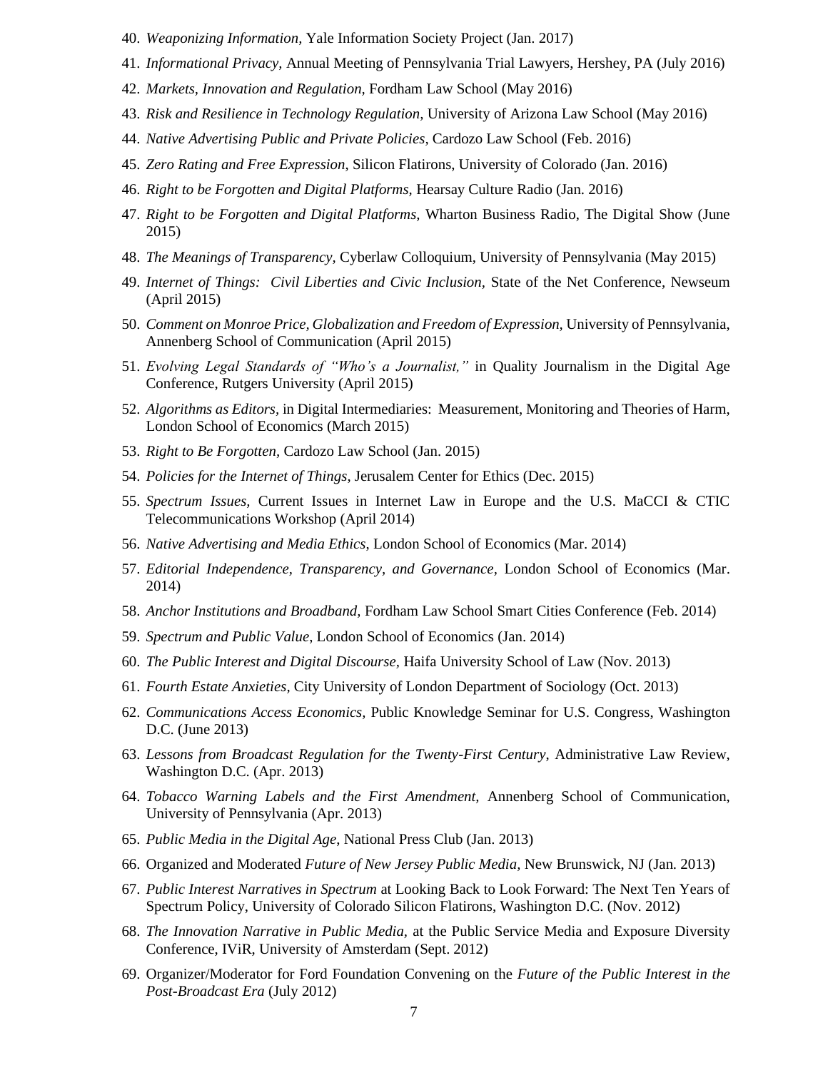40. *Weaponizing Information,* Yale Information Society Project (Jan. 2017)
41. *Informational Privacy,* Annual Meeting of Pennsylvania Trial Lawyers, Hershey, PA (July 2016)
42. *Markets, Innovation and Regulation,* Fordham Law School (May 2016)
43. *Risk and Resilience in Technology Regulation*, University of Arizona Law School (May 2016)
44. *Native Advertising Public and Private Policies,* Cardozo Law School (Feb. 2016)
45. *Zero Rating and Free Expression*, Silicon Flatirons, University of Colorado (Jan. 2016)
46. *Right to be Forgotten and Digital Platforms,* Hearsay Culture Radio (Jan. 2016)
47. *Right to be Forgotten and Digital Platforms,* Wharton Business Radio, The Digital Show (June 2015)
48. *The Meanings of Transparency,* Cyberlaw Colloquium, University of Pennsylvania (May 2015)
49. *Internet of Things: Civil Liberties and Civic Inclusion*, State of the Net Conference, Newseum (April 2015)
50. *Comment on Monroe Price, Globalization and Freedom of Expression,* University of Pennsylvania, Annenberg School of Communication (April 2015)
51. *Evolving Legal Standards of "Who's a Journalist,"* in Quality Journalism in the Digital Age Conference, Rutgers University (April 2015)
52. *Algorithms as Editors,* in Digital Intermediaries: Measurement, Monitoring and Theories of Harm, London School of Economics (March 2015)
53. *Right to Be Forgotten,* Cardozo Law School (Jan. 2015)
54. *Policies for the Internet of Things*, Jerusalem Center for Ethics (Dec. 2015)
55. *Spectrum Issues,* Current Issues in Internet Law in Europe and the U.S. MaCCI & CTIC Telecommunications Workshop (April 2014)
56. *Native Advertising and Media Ethics*, London School of Economics (Mar. 2014)
57. *Editorial Independence, Transparency, and Governance*, London School of Economics (Mar. 2014)
58. *Anchor Institutions and Broadband,* Fordham Law School Smart Cities Conference (Feb. 2014)
59. *Spectrum and Public Value*, London School of Economics (Jan. 2014)
60. *The Public Interest and Digital Discourse,* Haifa University School of Law (Nov. 2013)
61. *Fourth Estate Anxieties,* City University of London Department of Sociology (Oct. 2013)
62. *Communications Access Economics,* Public Knowledge Seminar for U.S. Congress, Washington D.C. (June 2013)
63. *Lessons from Broadcast Regulation for the Twenty-First Century*, Administrative Law Review, Washington D.C. (Apr. 2013)
64. *Tobacco Warning Labels and the First Amendment,* Annenberg School of Communication, University of Pennsylvania (Apr. 2013)
65. *Public Media in the Digital Age*, National Press Club (Jan. 2013)
66. Organized and Moderated *Future of New Jersey Public Media*, New Brunswick, NJ (Jan. 2013)
67. *Public Interest Narratives in Spectrum* at Looking Back to Look Forward: The Next Ten Years of Spectrum Policy, University of Colorado Silicon Flatirons, Washington D.C. (Nov. 2012)
68. *The Innovation Narrative in Public Media,* at the Public Service Media and Exposure Diversity Conference, IViR, University of Amsterdam (Sept. 2012)
69. Organizer/Moderator for Ford Foundation Convening on the *Future of the Public Interest in the Post-Broadcast Era* (July 2012)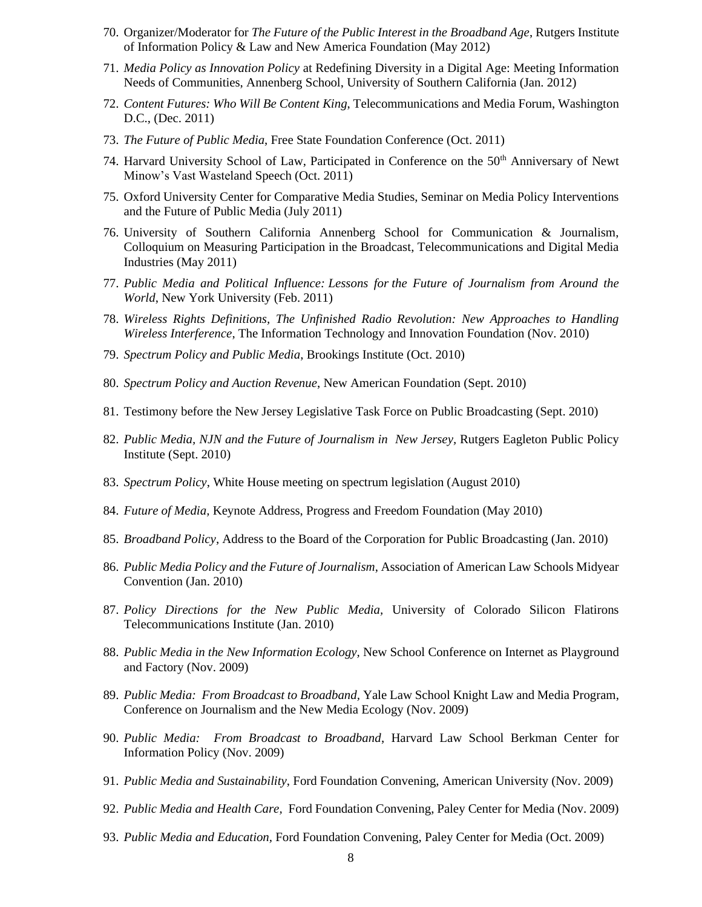70. Organizer/Moderator for *The Future of the Public Interest in the Broadband Age*, Rutgers Institute of Information Policy & Law and New America Foundation (May 2012)

71. *Media Policy as Innovation Policy* at Redefining Diversity in a Digital Age: Meeting Information Needs of Communities, Annenberg School, University of Southern California (Jan. 2012)

72. *Content Futures: Who Will Be Content King*, Telecommunications and Media Forum, Washington D.C., (Dec. 2011)

73. *The Future of Public Media*, Free State Foundation Conference (Oct. 2011)

74. Harvard University School of Law, Participated in Conference on the 50th Anniversary of Newt Minow's Vast Wasteland Speech (Oct. 2011)

75. Oxford University Center for Comparative Media Studies, Seminar on Media Policy Interventions and the Future of Public Media (July 2011)

76. University of Southern California Annenberg School for Communication & Journalism, Colloquium on Measuring Participation in the Broadcast, Telecommunications and Digital Media Industries (May 2011)

77. *Public Media and Political Influence: Lessons for the Future of Journalism from Around the World*, New York University (Feb. 2011)

78. *Wireless Rights Definitions*, *The Unfinished Radio Revolution: New Approaches to Handling Wireless Interference*, The Information Technology and Innovation Foundation (Nov. 2010)

79. *Spectrum Policy and Public Media*, Brookings Institute (Oct. 2010)

80. *Spectrum Policy and Auction Revenue*, New American Foundation (Sept. 2010)

81. Testimony before the New Jersey Legislative Task Force on Public Broadcasting (Sept. 2010)

82. *Public Media, NJN and the Future of Journalism in New Jersey*, Rutgers Eagleton Public Policy Institute (Sept. 2010)

83. *Spectrum Policy*, White House meeting on spectrum legislation (August 2010)

84. *Future of Media,* Keynote Address, Progress and Freedom Foundation (May 2010)

85. *Broadband Policy*, Address to the Board of the Corporation for Public Broadcasting (Jan. 2010)

86. *Public Media Policy and the Future of Journalism*, Association of American Law Schools Midyear Convention (Jan. 2010)

87. *Policy Directions for the New Public Media*, University of Colorado Silicon Flatirons Telecommunications Institute (Jan. 2010)

88. *Public Media in the New Information Ecology*, New School Conference on Internet as Playground and Factory (Nov. 2009)

89. *Public Media: From Broadcast to Broadband*, Yale Law School Knight Law and Media Program, Conference on Journalism and the New Media Ecology (Nov. 2009)

90. *Public Media: From Broadcast to Broadband*, Harvard Law School Berkman Center for Information Policy (Nov. 2009)

91. *Public Media and Sustainability*, Ford Foundation Convening, American University (Nov. 2009)

92. *Public Media and Health Care,* Ford Foundation Convening, Paley Center for Media (Nov. 2009)

93. *Public Media and Education,* Ford Foundation Convening, Paley Center for Media (Oct. 2009)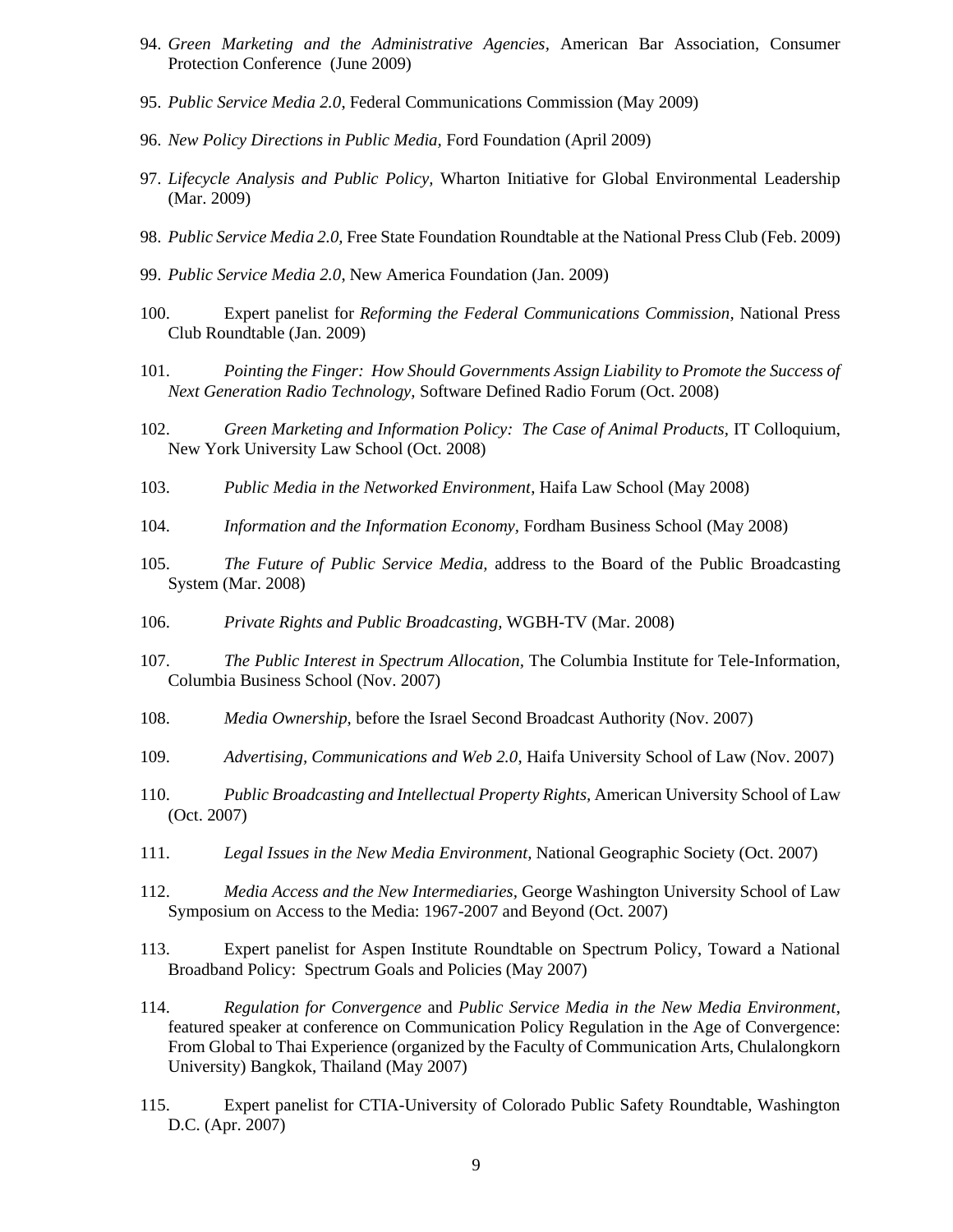94. *Green Marketing and the Administrative Agencies*, American Bar Association, Consumer Protection Conference (June 2009)

95. *Public Service Media 2.0*, Federal Communications Commission (May 2009)

96. *New Policy Directions in Public Media*, Ford Foundation (April 2009)

97. *Lifecycle Analysis and Public Policy*, Wharton Initiative for Global Environmental Leadership (Mar. 2009)

98. *Public Service Media 2.0*, Free State Foundation Roundtable at the National Press Club (Feb. 2009)

99. *Public Service Media 2.0*, New America Foundation (Jan. 2009)

100. Expert panelist for *Reforming the Federal Communications Commission*, National Press Club Roundtable (Jan. 2009)

101. *Pointing the Finger: How Should Governments Assign Liability to Promote the Success of Next Generation Radio Technology*, Software Defined Radio Forum (Oct. 2008)

102. *Green Marketing and Information Policy: The Case of Animal Products*, IT Colloquium, New York University Law School (Oct. 2008)

103. *Public Media in the Networked Environment*, Haifa Law School (May 2008)

104. *Information and the Information Economy*, Fordham Business School (May 2008)

105. *The Future of Public Service Media*, address to the Board of the Public Broadcasting System (Mar. 2008)

106. *Private Rights and Public Broadcasting*, WGBH-TV (Mar. 2008)

107. *The Public Interest in Spectrum Allocation*, The Columbia Institute for Tele-Information, Columbia Business School (Nov. 2007)

108. *Media Ownership*, before the Israel Second Broadcast Authority (Nov. 2007)

109. *Advertising, Communications and Web 2.0*, Haifa University School of Law (Nov. 2007)

110. *Public Broadcasting and Intellectual Property Rights*, American University School of Law (Oct. 2007)

111. *Legal Issues in the New Media Environment*, National Geographic Society (Oct. 2007)

112. *Media Access and the New Intermediaries*, George Washington University School of Law Symposium on Access to the Media: 1967-2007 and Beyond (Oct. 2007)

113. Expert panelist for Aspen Institute Roundtable on Spectrum Policy, Toward a National Broadband Policy: Spectrum Goals and Policies (May 2007)

114. *Regulation for Convergence* and *Public Service Media in the New Media Environment*, featured speaker at conference on Communication Policy Regulation in the Age of Convergence: From Global to Thai Experience (organized by the Faculty of Communication Arts, Chulalongkorn University) Bangkok, Thailand (May 2007)

115. Expert panelist for CTIA-University of Colorado Public Safety Roundtable, Washington D.C. (Apr. 2007)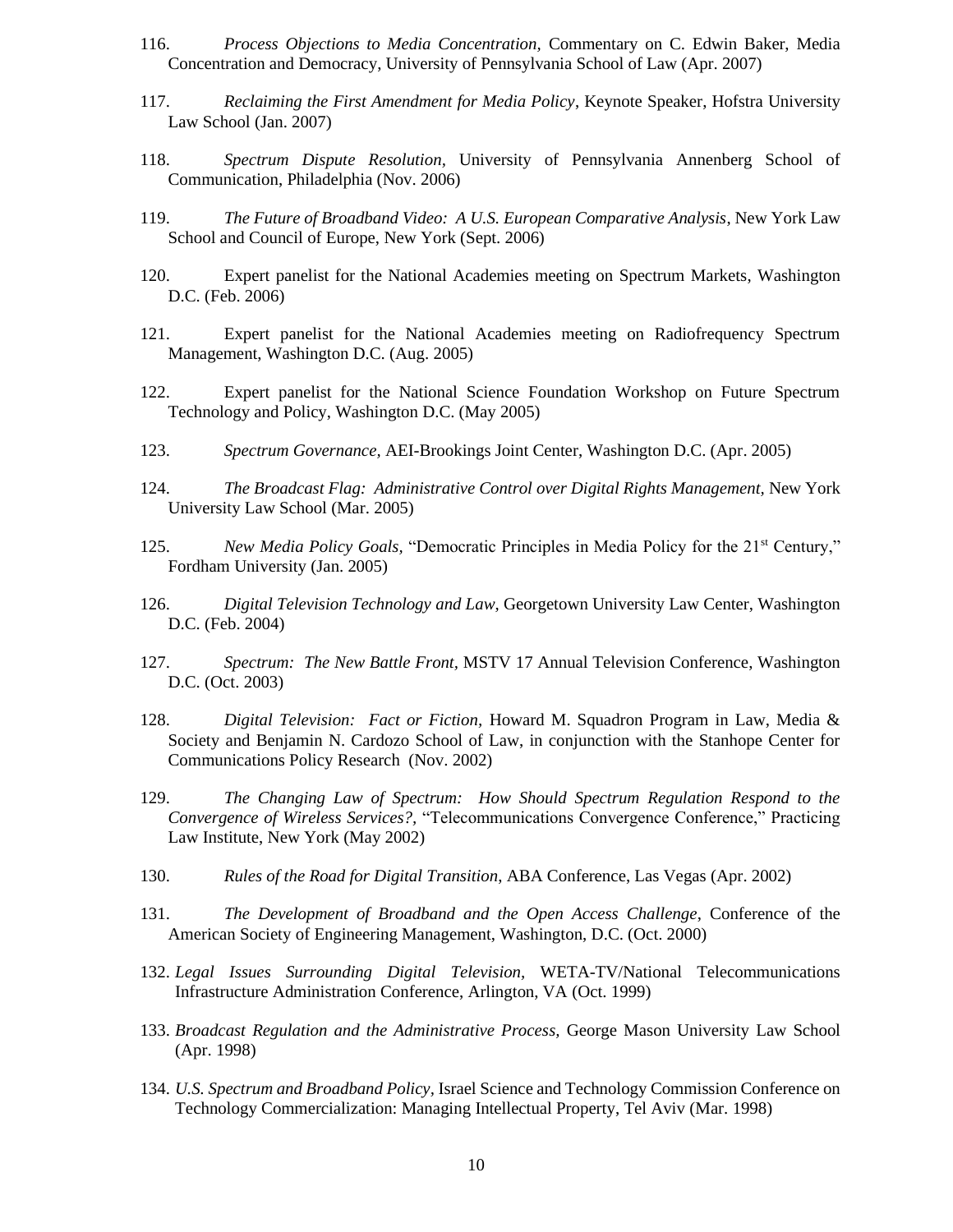116. *Process Objections to Media Concentration*, Commentary on C. Edwin Baker, Media Concentration and Democracy, University of Pennsylvania School of Law (Apr. 2007)

117. *Reclaiming the First Amendment for Media Policy*, Keynote Speaker, Hofstra University Law School (Jan. 2007)

118. *Spectrum Dispute Resolution*, University of Pennsylvania Annenberg School of Communication, Philadelphia (Nov. 2006)

119. *The Future of Broadband Video: A U.S. European Comparative Analysis*, New York Law School and Council of Europe, New York (Sept. 2006)

120. Expert panelist for the National Academies meeting on Spectrum Markets, Washington D.C. (Feb. 2006)

121. Expert panelist for the National Academies meeting on Radiofrequency Spectrum Management, Washington D.C. (Aug. 2005)

122. Expert panelist for the National Science Foundation Workshop on Future Spectrum Technology and Policy, Washington D.C. (May 2005)

123. *Spectrum Governance*, AEI-Brookings Joint Center, Washington D.C. (Apr. 2005)

124. *The Broadcast Flag: Administrative Control over Digital Rights Management*, New York University Law School (Mar. 2005)

125. *New Media Policy Goals*, "Democratic Principles in Media Policy for the 21st Century," Fordham University (Jan. 2005)

126. *Digital Television Technology and Law*, Georgetown University Law Center, Washington D.C. (Feb. 2004)

127. *Spectrum: The New Battle Front*, MSTV 17 Annual Television Conference, Washington D.C. (Oct. 2003)

128. *Digital Television: Fact or Fiction*, Howard M. Squadron Program in Law, Media & Society and Benjamin N. Cardozo School of Law, in conjunction with the Stanhope Center for Communications Policy Research (Nov. 2002)

129. *The Changing Law of Spectrum: How Should Spectrum Regulation Respond to the Convergence of Wireless Services?*, "Telecommunications Convergence Conference," Practicing Law Institute, New York (May 2002)

130. *Rules of the Road for Digital Transition*, ABA Conference, Las Vegas (Apr. 2002)

131. *The Development of Broadband and the Open Access Challenge*, Conference of the American Society of Engineering Management, Washington, D.C. (Oct. 2000)

132. *Legal Issues Surrounding Digital Television*, WETA-TV/National Telecommunications Infrastructure Administration Conference, Arlington, VA (Oct. 1999)

133. *Broadcast Regulation and the Administrative Process*, George Mason University Law School (Apr. 1998)

134. *U.S. Spectrum and Broadband Policy*, Israel Science and Technology Commission Conference on Technology Commercialization: Managing Intellectual Property, Tel Aviv (Mar. 1998)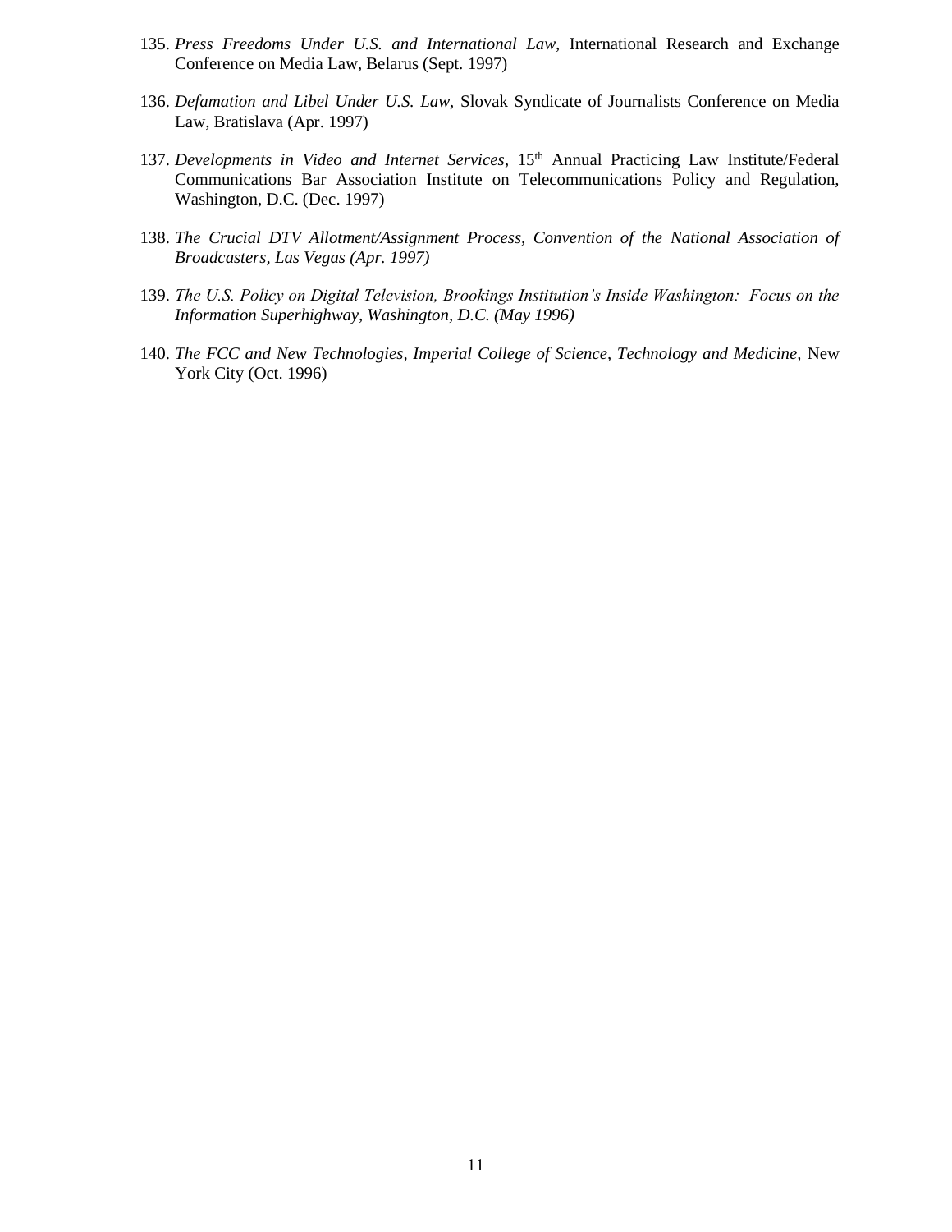135. *Press Freedoms Under U.S. and International Law*, International Research and Exchange Conference on Media Law, Belarus (Sept. 1997)

136. *Defamation and Libel Under U.S. Law,* Slovak Syndicate of Journalists Conference on Media Law, Bratislava (Apr. 1997)

137. *Developments in Video and Internet Services*, 15th Annual Practicing Law Institute/Federal Communications Bar Association Institute on Telecommunications Policy and Regulation, Washington, D.C. (Dec. 1997)

138. *The Crucial DTV Allotment/Assignment Process, Convention of the National Association of Broadcasters, Las Vegas (Apr. 1997)*

139. *The U.S. Policy on Digital Television, Brookings Institution's Inside Washington: Focus on the Information Superhighway, Washington, D.C. (May 1996)*

140. *The FCC and New Technologies, Imperial College of Science, Technology and Medicine,* New York City (Oct. 1996)